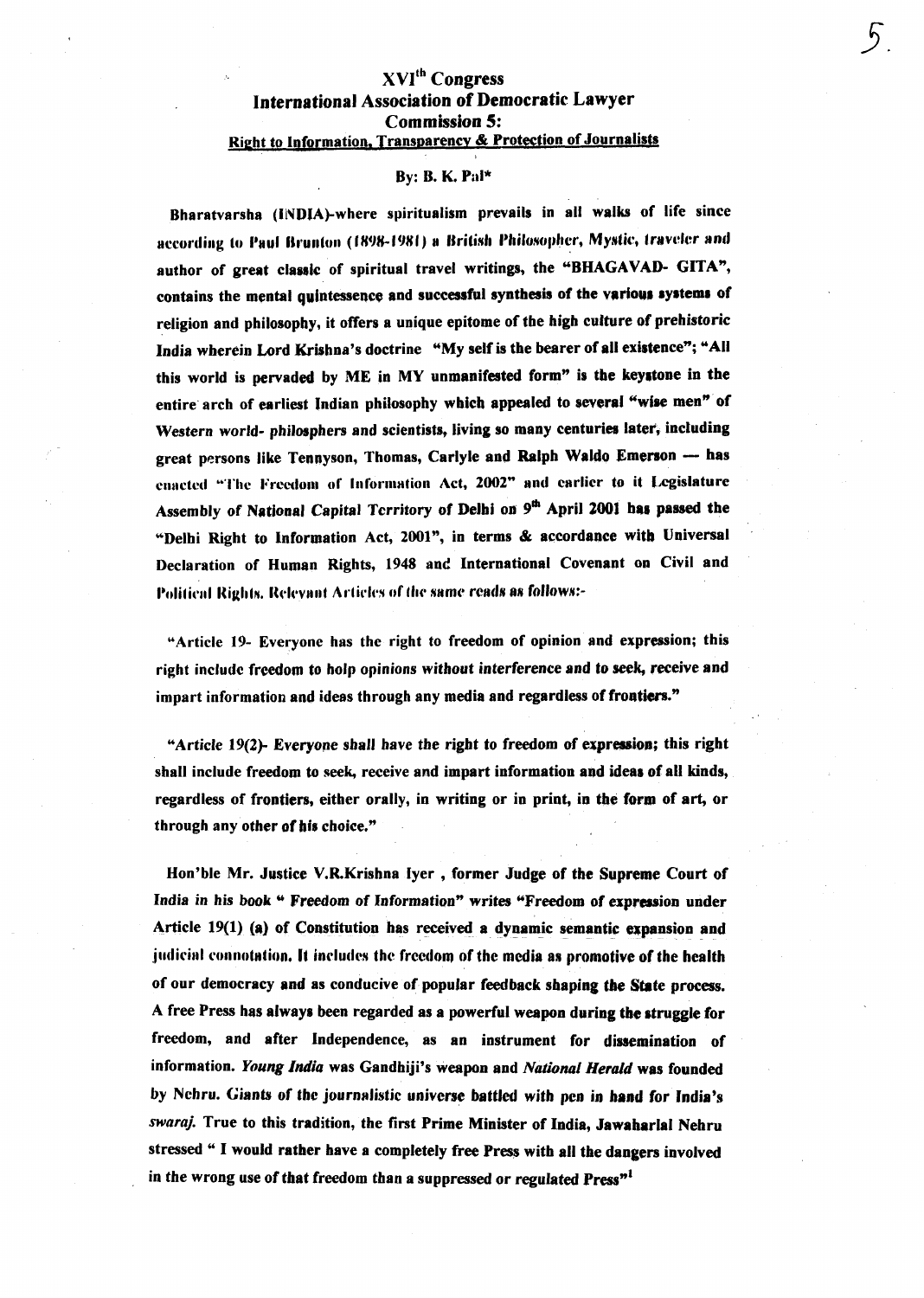# XVI[th] Congress

## International Association of Democratic Lawyer

## Commission 5:

## Right to Information, Transparency & Protection of Journalists

By: B. K. Pal*

Bharatvarsha (INDIA)-where spiritualism prevails in all walks of life since according to Paul Brunton (1898-1981) a British Philosopher, Mystic, traveler and author of great classic of spiritual travel writings, the "BHAGAVAD- GITA", contains the mental quintessence and successful synthesis of the various systems of religion and philosophy, it offers a unique epitome of the high culture of prehistoric India wherein Lord Krishna's doctrine "My self is the bearer of all existence"; "All this world is pervaded by ME in MY unmanifested form" is the keystone in the entire arch of earliest Indian philosophy which appealed to several "wise men" of Western world- philosphers and scientists, living so many centuries later, including great persons like Tennyson, Thomas, Carlyle and Ralph Waldo Emerson — has enacted "The Freedom of Information Act, 2002" and earlier to it Legislature Assembly of National Capital Territory of Delhi on 9[th] April 2001 has passed the "Delhi Right to Information Act, 2001", in terms & accordance with Universal Declaration of Human Rights, 1948 and International Covenant on Civil and Political Rights. Relevant Articles of the same reads as follows:-

"Article 19- Everyone has the right to freedom of opinion and expression; this right include freedom to holp opinions without interference and to seek, receive and impart information and ideas through any media and regardless of frontiers."

"Article 19(2)- Everyone shall have the right to freedom of expression; this right shall include freedom to seek, receive and impart information and ideas of all kinds, regardless of frontiers, either orally, in writing or in print, in the form of art, or through any other of his choice."

Hon'ble Mr. Justice V.R.Krishna Iyer , former Judge of the Supreme Court of India in his book " Freedom of Information" writes "Freedom of expression under Article 19(1) (a) of Constitution has received a dynamic semantic expansion and judicial connotation. It includes the freedom of the media as promotive of the health of our democracy and as conducive of popular feedback shaping the State process. A free Press has always been regarded as a powerful weapon during the struggle for freedom, and after Independence, as an instrument for dissemination of information. *Young India* was Gandhiji's weapon and *National Herald* was founded by Nehru. Giants of the journalistic universe battled with pen in hand for India's *swaraj*. True to this tradition, the first Prime Minister of India, Jawaharlal Nehru stressed " I would rather have a completely free Press with all the dangers involved in the wrong use of that freedom than a suppressed or regulated Press"[1]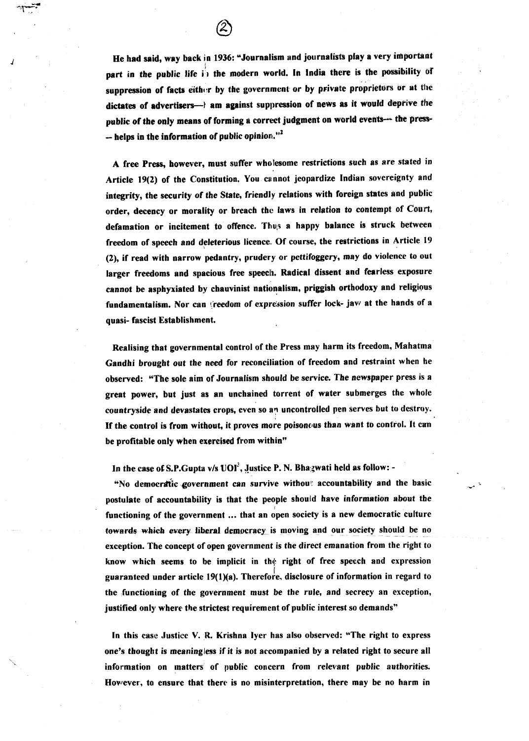He had said, way back in 1936: "Journalism and journalists play a very important part in the public life in the modern world. In India there is the possibility of suppression of facts either by the government or by private proprietors or at the dictates of advertisers—I am against suppression of news as it would deprive the public of the only means of forming a correct judgment on world events— the press-- helps in the information of public opinion."[2]

A free Press, however, must suffer wholesome restrictions such as are stated in Article 19(2) of the Constitution. You cannot jeopardize Indian sovereignty and integrity, the security of the State, friendly relations with foreign states and public order, decency or morality or breach the laws in relation to contempt of Court, defamation or incitement to offence. Thus a happy balance is struck between freedom of speech and deleterious licence. Of course, the restrictions in Article 19 (2), if read with narrow pedantry, prudery or pettifoggery, may do violence to out larger freedoms and spacious free speech. Radical dissent and fearless exposure cannot be asphyxiated by chauvinist nationalism, priggish orthodoxy and religious fundamentalism. Nor can freedom of expression suffer lock- jaw at the hands of a quasi- fascist Establishment.

Realising that governmental control of the Press may harm its freedom, Mahatma Gandhi brought out the need for reconciliation of freedom and restraint when he observed: "The sole aim of Journalism should be service. The newspaper press is a great power, but just as an unchained torrent of water submerges the whole countryside and devastates crops, even so an uncontrolled pen serves but to destroy. If the control is from without, it proves more poisonous than want to control. It can be profitable only when exercised from within"

In the case of S.P.Gupta v/s UOI[3], Justice P. N. Bhagwati held as follow: -

"No democratic government can survive without accountability and the basic postulate of accountability is that the people should have information about the functioning of the government ... that an open society is a new democratic culture towards which every liberal democracy is moving and our society should be no exception. The concept of open government is the direct emanation from the right to know which seems to be implicit in the right of free speech and expression guaranteed under article 19(1)(a). Therefore, disclosure of information in regard to the functioning of the government must be the rule, and secrecy an exception, justified only where the strictest requirement of public interest so demands"

In this case Justice V. R. Krishna Iyer has also observed: "The right to express one's thought is meaningless if it is not accompanied by a related right to secure all information on matters of public concern from relevant public authorities. However, to ensure that there is no misinterpretation, there may be no harm in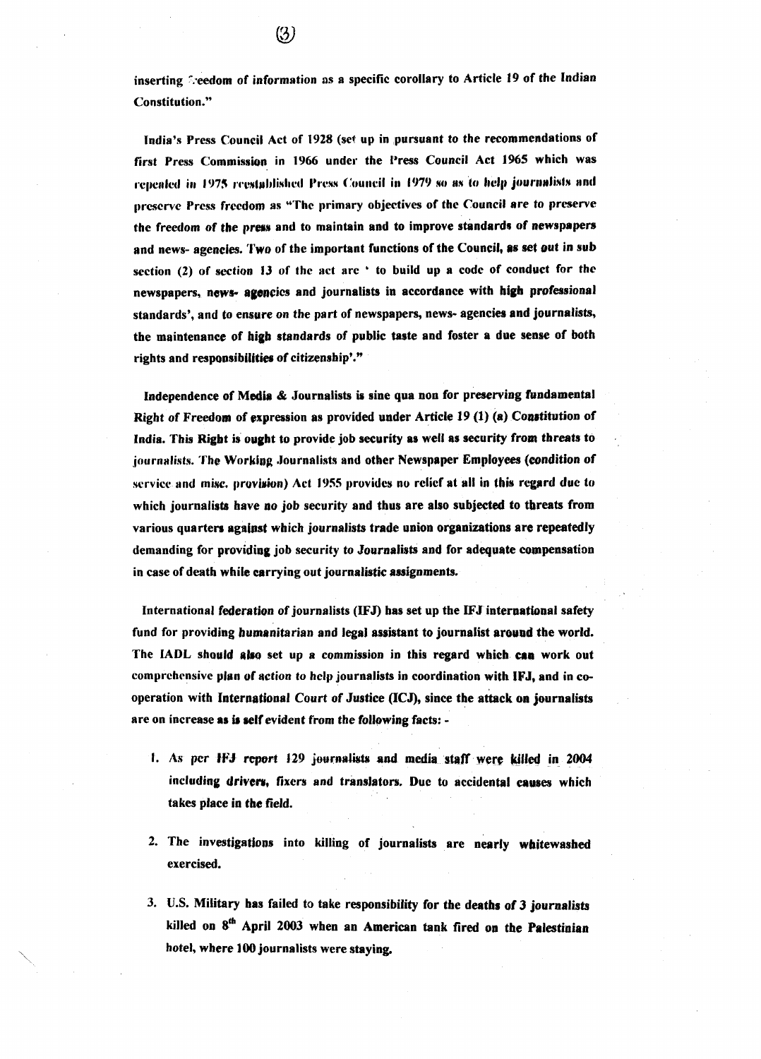inserting freedom of information as a specific corollary to Article 19 of the Indian Constitution."

India's Press Council Act of 1928 (set up in pursuant to the recommendations of first Press Commission in 1966 under the Press Council Act 1965 which was repealed in 1975 reestablished Press Council in 1979 so as to help journalists and preserve Press freedom as "The primary objectives of the Council are to preserve the freedom of the press and to maintain and to improve standards of newspapers and news- agencies. Two of the important functions of the Council, as set out in sub section (2) of section 13 of the act are ' to build up a code of conduct for the newspapers, news- agencies and journalists in accordance with high professional standards', and to ensure on the part of newspapers, news- agencies and journalists, the maintenance of high standards of public taste and foster a due sense of both rights and responsibilities of citizenship'."

Independence of Media & Journalists is sine qua non for preserving fundamental Right of Freedom of expression as provided under Article 19 (1) (a) Constitution of India. This Right is ought to provide job security as well as security from threats to journalists. The Working Journalists and other Newspaper Employees (condition of service and misc. provision) Act 1955 provides no relief at all in this regard due to which journalists have no job security and thus are also subjected to threats from various quarters against which journalists trade union organizations are repeatedly demanding for providing job security to Journalists and for adequate compensation in case of death while carrying out journalistic assignments.

International federation of journalists (IFJ) has set up the IFJ international safety fund for providing humanitarian and legal assistant to journalist around the world. The IADL should also set up a commission in this regard which can work out comprehensive plan of action to help journalists in coordination with IFJ, and in co-operation with International Court of Justice (ICJ), since the attack on journalists are on increase as is self evident from the following facts: -

1. As per IFJ report 129 journalists and media staff were killed in 2004 including drivers, fixers and translators. Due to accidental causes which takes place in the field.

2. The investigations into killing of journalists are nearly whitewashed exercised.

3. U.S. Military has failed to take responsibility for the deaths of 3 journalists killed on 8th April 2003 when an American tank fired on the Palestinian hotel, where 100 journalists were staying.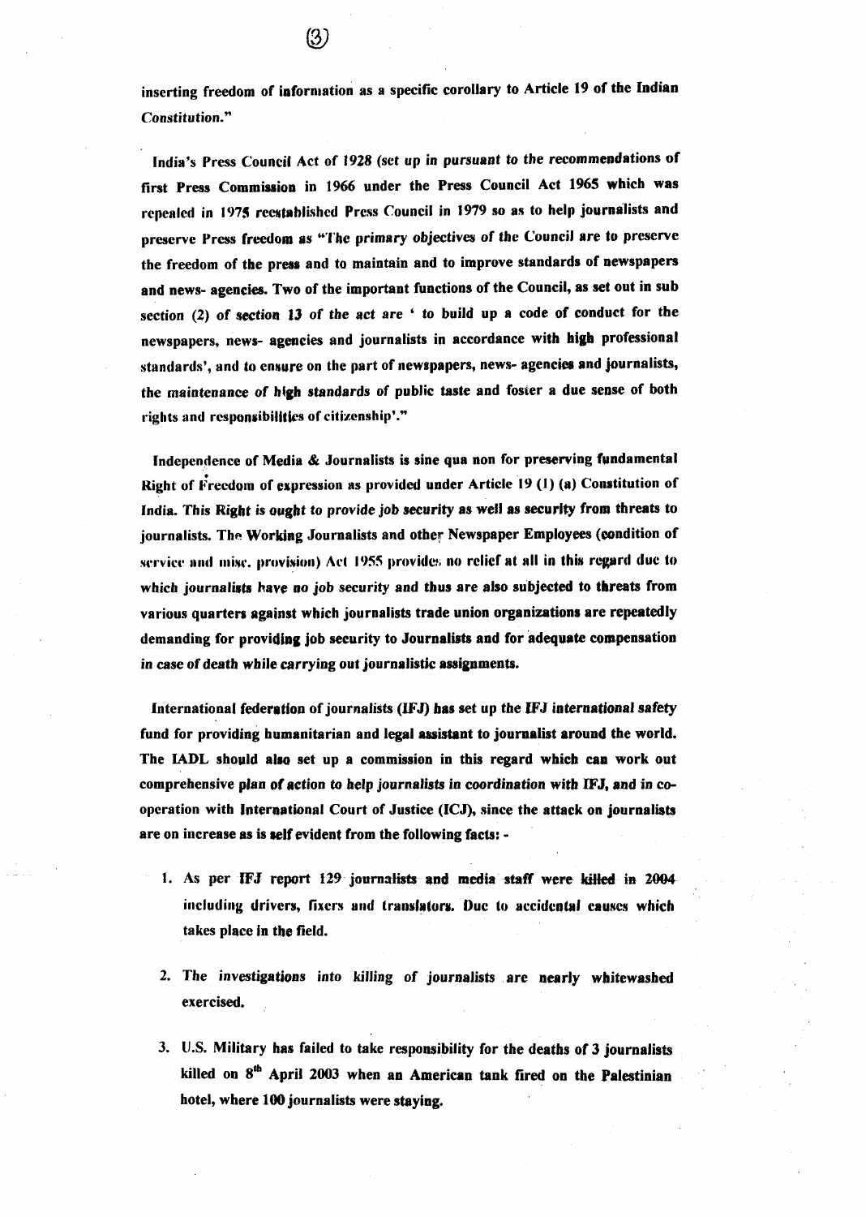inserting freedom of information as a specific corollary to Article 19 of the Indian Constitution."

India's Press Council Act of 1928 (set up in pursuant to the recommendations of first Press Commission in 1966 under the Press Council Act 1965 which was repealed in 1975 reestablished Press Council in 1979 so as to help journalists and preserve Press freedom as "The primary objectives of the Council are to preserve the freedom of the press and to maintain and to improve standards of newspapers and news- agencies. Two of the important functions of the Council, as set out in sub section (2) of section 13 of the act are ' to build up a code of conduct for the newspapers, news- agencies and journalists in accordance with high professional standards', and to ensure on the part of newspapers, news- agencies and journalists, the maintenance of high standards of public taste and foster a due sense of both rights and responsibilities of citizenship'."

Independence of Media & Journalists is sine qua non for preserving fundamental Right of Freedom of expression as provided under Article 19 (1) (a) Constitution of India. This Right is ought to provide job security as well as security from threats to journalists. The Working Journalists and other Newspaper Employees (condition of service and misc. provision) Act 1955 provides no relief at all in this regard due to which journalists have no job security and thus are also subjected to threats from various quarters against which journalists trade union organizations are repeatedly demanding for providing job security to Journalists and for adequate compensation in case of death while carrying out journalistic assignments.

International federation of journalists (IFJ) has set up the IFJ international safety fund for providing humanitarian and legal assistant to journalist around the world. The IADL should also set up a commission in this regard which can work out comprehensive plan of action to help journalists in coordination with IFJ, and in co-operation with International Court of Justice (ICJ), since the attack on journalists are on increase as is self evident from the following facts: -

1. As per IFJ report 129 journalists and media staff were killed in 2004 including drivers, fixers and translators. Due to accidental causes which takes place in the field.

2. The investigations into killing of journalists are nearly whitewashed exercised.

3. U.S. Military has failed to take responsibility for the deaths of 3 journalists killed on 8th April 2003 when an American tank fired on the Palestinian hotel, where 100 journalists were staying.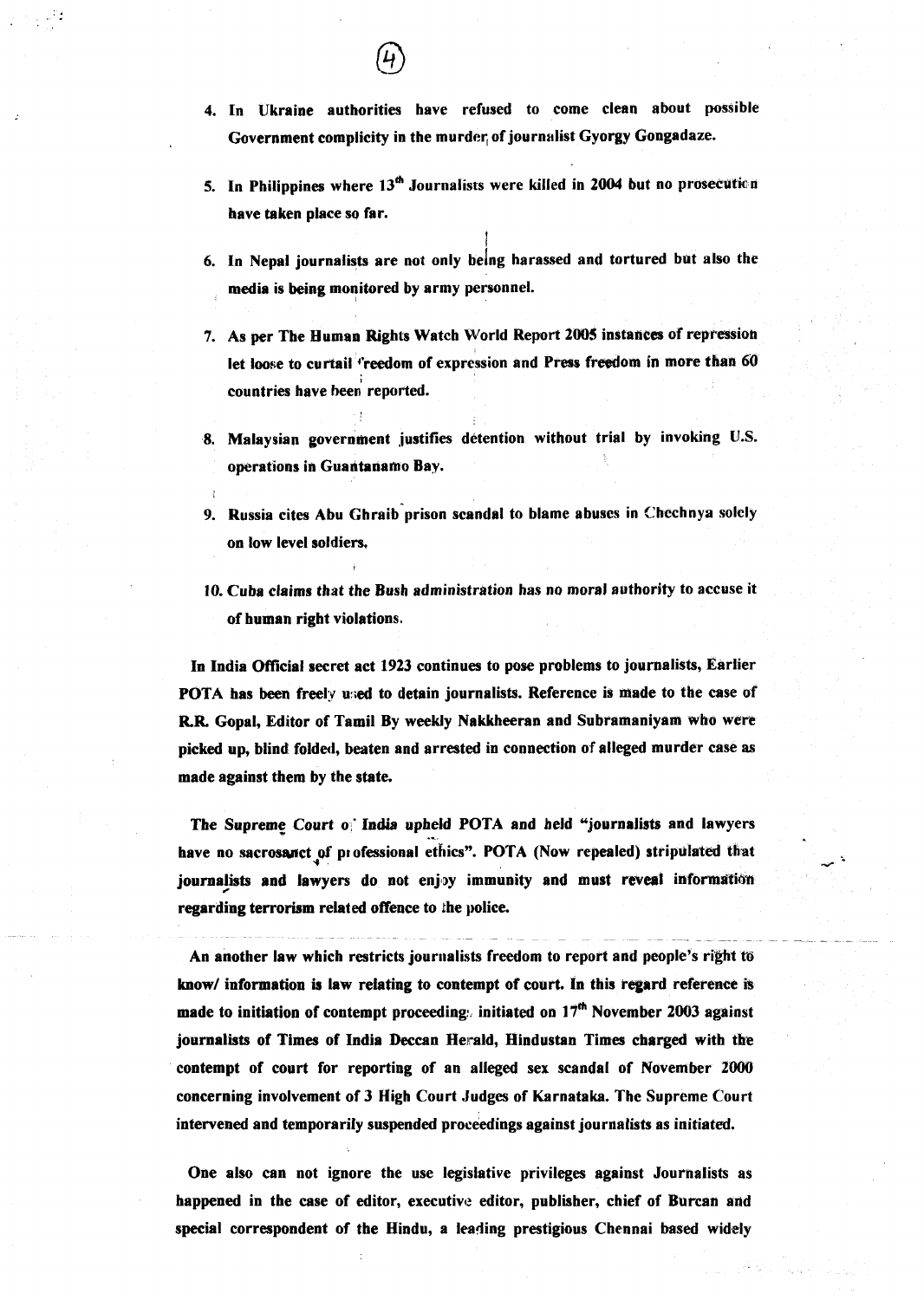4. **In Ukraine authorities have refused to come clean about possible Government complicity in the murder of journalist Gyorgy Gongadaze.**

5. **In Philippines where 13th Journalists were killed in 2004 but no prosecution have taken place so far.**

6. **In Nepal journalists are not only being harassed and tortured but also the media is being monitored by army personnel.**

7. **As per The Human Rights Watch World Report 2005 instances of repression let loose to curtail freedom of expression and Press freedom in more than 60 countries have been reported.**

8. **Malaysian government justifies detention without trial by invoking U.S. operations in Guantanamo Bay.**

9. **Russia cites Abu Ghraib prison scandal to blame abuses in Chechnya solely on low level soldiers.**

10. **Cuba claims that the Bush administration has no moral authority to accuse it of human right violations.**

**In India Official secret act 1923 continues to pose problems to journalists, Earlier POTA has been freely used to detain journalists. Reference is made to the case of R.R. Gopal, Editor of Tamil By weekly Nakkheeran and Subramaniyam who were picked up, blind folded, beaten and arrested in connection of alleged murder case as made against them by the state.**

**The Supreme Court of India upheld POTA and held "journalists and lawyers have no sacrosanct of professional ethics". POTA (Now repealed) stripulated that journalists and lawyers do not enjoy immunity and must reveal information regarding terrorism related offence to the police.**

**An another law which restricts journalists freedom to report and people's right to know/ information is law relating to contempt of court. In this regard reference is made to initiation of contempt proceedings initiated on 17th November 2003 against journalists of Times of India Deccan Herald, Hindustan Times charged with the contempt of court for reporting of an alleged sex scandal of November 2000 concerning involvement of 3 High Court Judges of Karnataka. The Supreme Court intervened and temporarily suspended proceedings against journalists as initiated.**

**One also can not ignore the use legislative privileges against Journalists as happened in the case of editor, executive editor, publisher, chief of Burean and special correspondent of the Hindu, a leading prestigious Chennai based widely**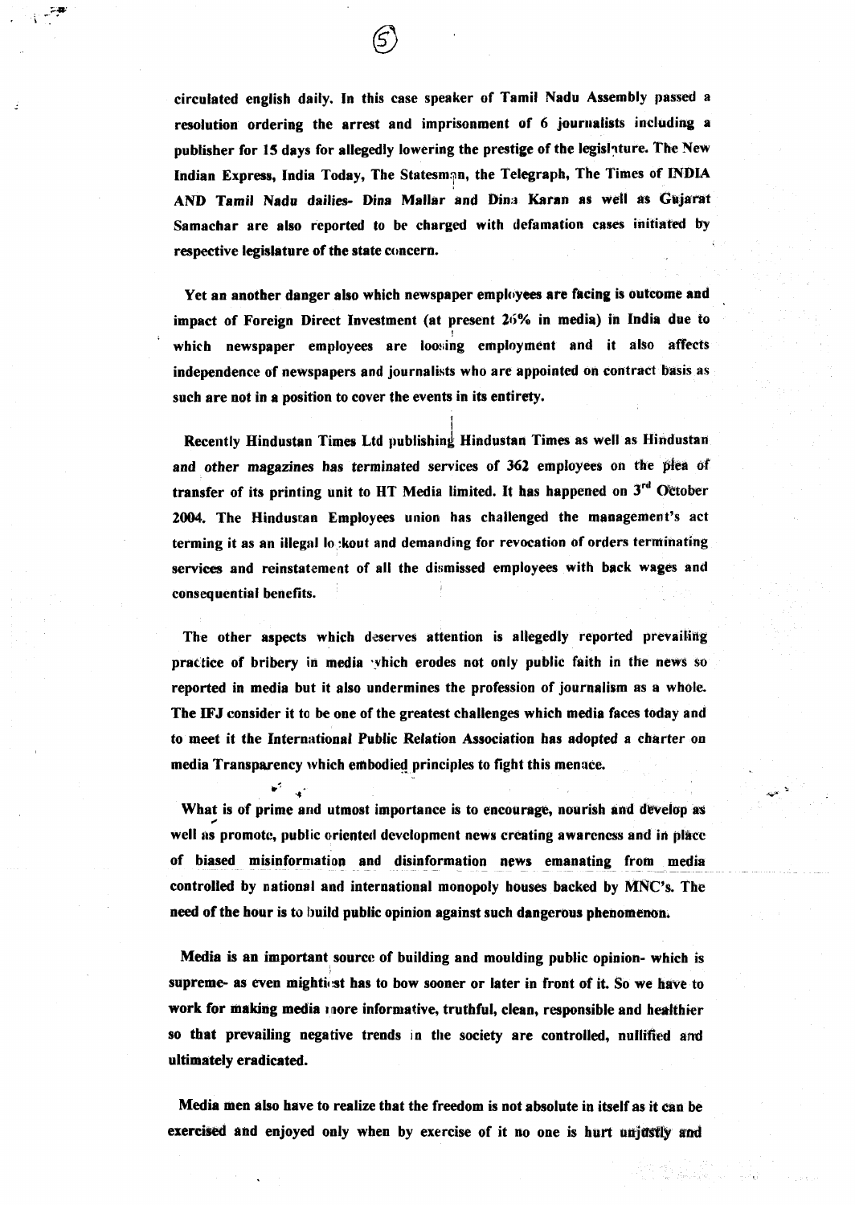circulated english daily. In this case speaker of Tamil Nadu Assembly passed a resolution ordering the arrest and imprisonment of 6 journalists including a publisher for 15 days for allegedly lowering the prestige of the legislature. The New Indian Express, India Today, The Statesman, the Telegraph, The Times of INDIA AND Tamil Nadu dailies- Dina Mallar and Dina Karan as well as Gujarat Samachar are also reported to be charged with defamation cases initiated by respective legislature of the state concern.

Yet an another danger also which newspaper employees are facing is outcome and impact of Foreign Direct Investment (at present 26% in media) in India due to which newspaper employees are loosing employment and it also affects independence of newspapers and journalists who are appointed on contract basis as such are not in a position to cover the events in its entirety.

Recently Hindustan Times Ltd publishing Hindustan Times as well as Hindustan and other magazines has terminated services of 362 employees on the plea of transfer of its printing unit to HT Media limited. It has happened on 3rd October 2004. The Hindustan Employees union has challenged the management's act terming it as an illegal lockout and demanding for revocation of orders terminating services and reinstatement of all the dismissed employees with back wages and consequential benefits.

The other aspects which deserves attention is allegedly reported prevailing practice of bribery in media which erodes not only public faith in the news so reported in media but it also undermines the profession of journalism as a whole. The IFJ consider it to be one of the greatest challenges which media faces today and to meet it the International Public Relation Association has adopted a charter on media Transparency which embodied principles to fight this menace.

What is of prime and utmost importance is to encourage, nourish and develop as well as promote, public oriented development news creating awareness and in place of biased misinformation and disinformation news emanating from media controlled by national and international monopoly houses backed by MNC's. The need of the hour is to build public opinion against such dangerous phenomenon.

Media is an important source of building and moulding public opinion- which is supreme- as even mightiest has to bow sooner or later in front of it. So we have to work for making media more informative, truthful, clean, responsible and healthier so that prevailing negative trends in the society are controlled, nullified and ultimately eradicated.

Media men also have to realize that the freedom is not absolute in itself as it can be exercised and enjoyed only when by exercise of it no one is hurt unjustly and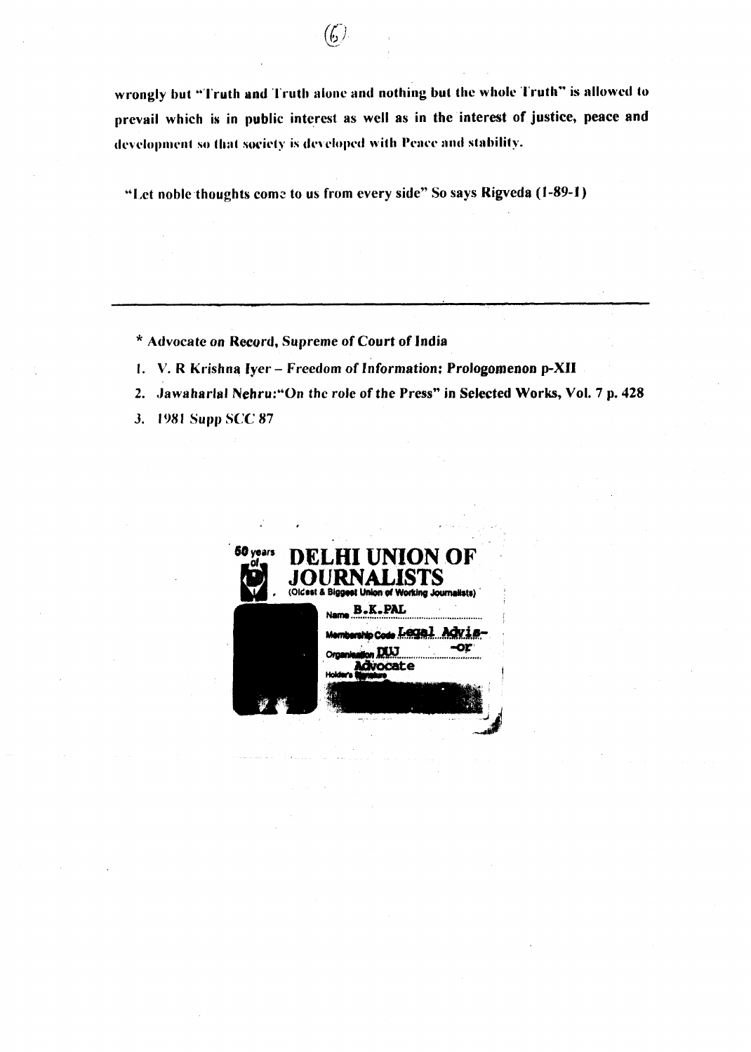**wrongly but "Truth and Truth alone and nothing but the whole Truth" is allowed to prevail which is in public interest as well as in the interest of justice, peace and development so that society is developed with Peace and stability.**

**"Let noble thoughts come to us from every side" So says Rigveda (1-89-1)**

---

**\* Advocate on Record, Supreme of Court of India**

1. **V. R Krishna Iyer – Freedom of Information: Prologomenon p-XII**
2. **Jawaharlal Nehru:"On the role of the Press" in Selected Works, Vol. 7 p. 428**
3. **1981 Supp SCC 87**

60 years of

**DELHI UNION OF JOURNALISTS**

(Oldest & Biggest Union of Working Journalists)

Name B.K.PAL

Membership Code Legal Advis-or

Organisation DUJ

Advocate

Holder's Signature